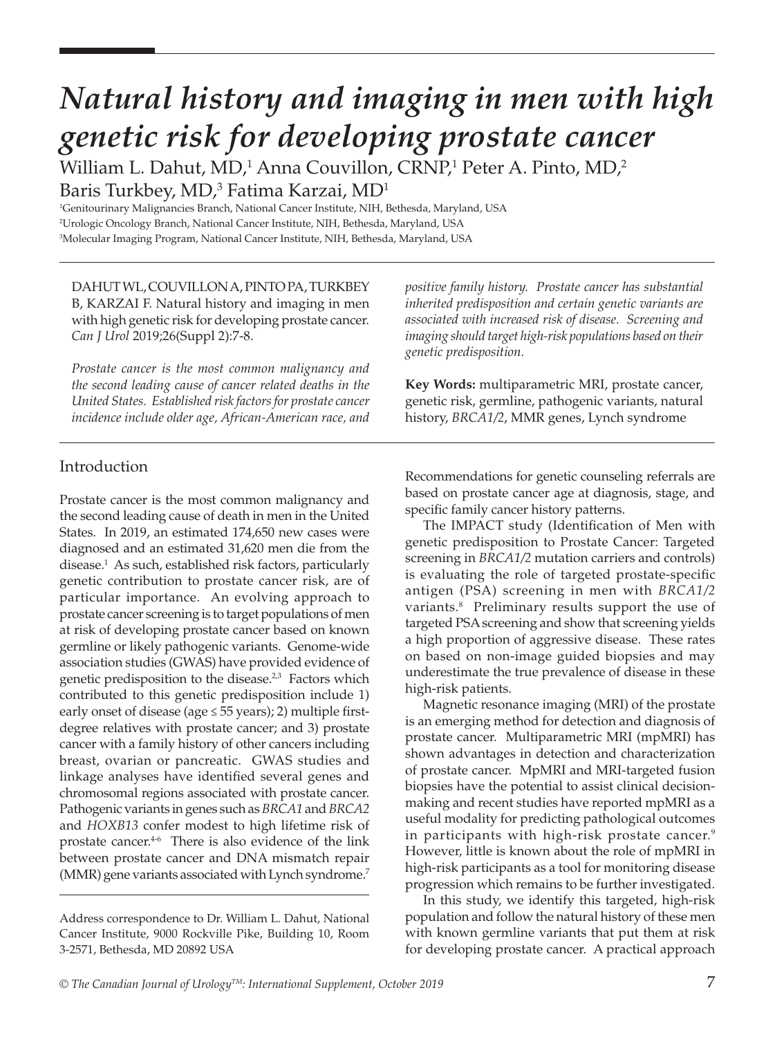// Natural history and imaging in men with high genetic risk for developing prostate cancer

# *Natural history and imaging in men with high genetic risk for developing prostate cancer*

William L. Dahut, MD,[1] Anna Couvillon, CRNP,[1] Peter A. Pinto, MD,[2] Baris Turkbey, MD,[3] Fatima Karzai, MD[1]

[1]Genitourinary Malignancies Branch, National Cancer Institute, NIH, Bethesda, Maryland, USA
[2]Urologic Oncology Branch, National Cancer Institute, NIH, Bethesda, Maryland, USA
[3]Molecular Imaging Program, National Cancer Institute, NIH, Bethesda, Maryland, USA

DAHUT WL, COUVILLON A, PINTO PA, TURKBEY B, KARZAI F. Natural history and imaging in men with high genetic risk for developing prostate cancer. *Can J Urol* 2019;26(Suppl 2):7-8.

*Prostate cancer is the most common malignancy and the second leading cause of cancer related deaths in the United States. Established risk factors for prostate cancer incidence include older age, African-American race, and positive family history. Prostate cancer has substantial inherited predisposition and certain genetic variants are associated with increased risk of disease. Screening and imaging should target high-risk populations based on their genetic predisposition.*

**Key Words:** multiparametric MRI, prostate cancer, genetic risk, germline, pathogenic variants, natural history, *BRCA1/2*, MMR genes, Lynch syndrome

## Introduction

Prostate cancer is the most common malignancy and the second leading cause of death in men in the United States. In 2019, an estimated 174,650 new cases were diagnosed and an estimated 31,620 men die from the disease.[1] As such, established risk factors, particularly genetic contribution to prostate cancer risk, are of particular importance. An evolving approach to prostate cancer screening is to target populations of men at risk of developing prostate cancer based on known germline or likely pathogenic variants. Genome-wide association studies (GWAS) have provided evidence of genetic predisposition to the disease.[2,3] Factors which contributed to this genetic predisposition include 1) early onset of disease (age ≤ 55 years); 2) multiple first-degree relatives with prostate cancer; and 3) prostate cancer with a family history of other cancers including breast, ovarian or pancreatic. GWAS studies and linkage analyses have identified several genes and chromosomal regions associated with prostate cancer. Pathogenic variants in genes such as *BRCA1* and *BRCA2* and *HOXB13* confer modest to high lifetime risk of prostate cancer.[4-6] There is also evidence of the link between prostate cancer and DNA mismatch repair (MMR) gene variants associated with Lynch syndrome.[7] Recommendations for genetic counseling referrals are based on prostate cancer age at diagnosis, stage, and specific family cancer history patterns.

The IMPACT study (Identification of Men with genetic predisposition to Prostate Cancer: Targeted screening in *BRCA1/2* mutation carriers and controls) is evaluating the role of targeted prostate-specific antigen (PSA) screening in men with *BRCA1/2* variants.[8] Preliminary results support the use of targeted PSA screening and show that screening yields a high proportion of aggressive disease. These rates on based on non-image guided biopsies and may underestimate the true prevalence of disease in these high-risk patients.

Magnetic resonance imaging (MRI) of the prostate is an emerging method for detection and diagnosis of prostate cancer. Multiparametric MRI (mpMRI) has shown advantages in detection and characterization of prostate cancer. MpMRI and MRI-targeted fusion biopsies have the potential to assist clinical decision-making and recent studies have reported mpMRI as a useful modality for predicting pathological outcomes in participants with high-risk prostate cancer.[9] However, little is known about the role of mpMRI in high-risk participants as a tool for monitoring disease progression which remains to be further investigated.

In this study, we identify this targeted, high-risk population and follow the natural history of these men with known germline variants that put them at risk for developing prostate cancer. A practical approach

Address correspondence to Dr. William L. Dahut, National Cancer Institute, 9000 Rockville Pike, Building 10, Room 3-2571, Bethesda, MD 20892 USA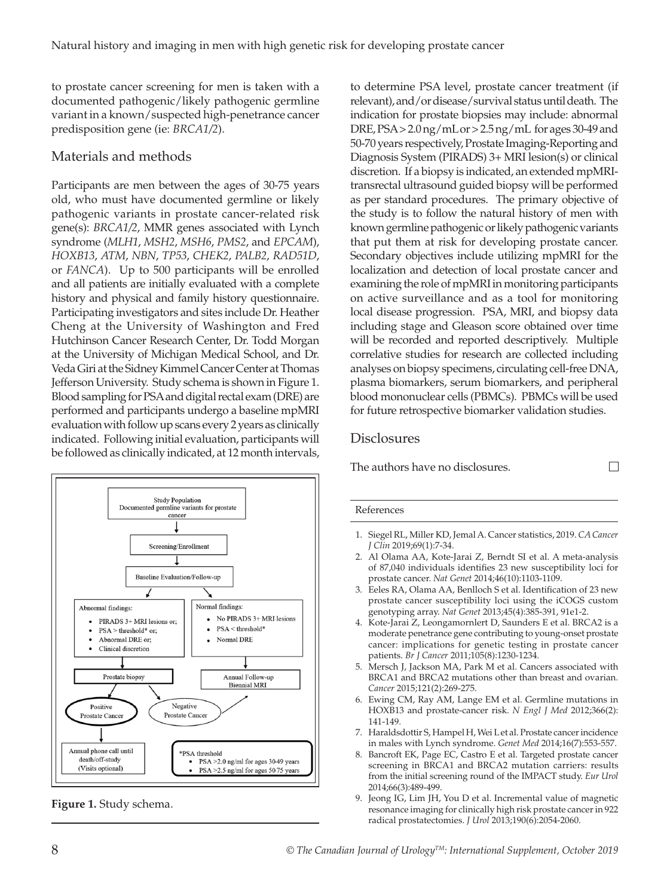to prostate cancer screening for men is taken with a documented pathogenic/likely pathogenic germline variant in a known/suspected high-penetrance cancer predisposition gene (ie: *BRCA1/2*).

## Materials and methods

Participants are men between the ages of 30-75 years old, who must have documented germline or likely pathogenic variants in prostate cancer-related risk gene(s): *BRCA1/2*, MMR genes associated with Lynch syndrome (*MLH1*, *MSH2*, *MSH6*, *PMS2*, and *EPCAM*), *HOXB13*, *ATM*, *NBN*, *TP53*, *CHEK2*, *PALB2*, *RAD51D*, or *FANCA*). Up to 500 participants will be enrolled and all patients are initially evaluated with a complete history and physical and family history questionnaire. Participating investigators and sites include Dr. Heather Cheng at the University of Washington and Fred Hutchinson Cancer Research Center, Dr. Todd Morgan at the University of Michigan Medical School, and Dr. Veda Giri at the Sidney Kimmel Cancer Center at Thomas Jefferson University. Study schema is shown in Figure 1. Blood sampling for PSA and digital rectal exam (DRE) are performed and participants undergo a baseline mpMRI evaluation with follow up scans every 2 years as clinically indicated. Following initial evaluation, participants will be followed as clinically indicated, at 12 month intervals, to determine PSA level, prostate cancer treatment (if relevant), and/or disease/survival status until death. The indication for prostate biopsies may include: abnormal DRE, PSA > 2.0 ng/mL or > 2.5 ng/mL for ages 30-49 and 50-70 years respectively, Prostate Imaging-Reporting and Diagnosis System (PIRADS) 3+ MRI lesion(s) or clinical discretion. If a biopsy is indicated, an extended mpMRI-transrectal ultrasound guided biopsy will be performed as per standard procedures. The primary objective of the study is to follow the natural history of men with known germline pathogenic or likely pathogenic variants that put them at risk for developing prostate cancer. Secondary objectives include utilizing mpMRI for the localization and detection of local prostate cancer and examining the role of mpMRI in monitoring participants on active surveillance and as a tool for monitoring local disease progression. PSA, MRI, and biopsy data including stage and Gleason score obtained over time will be recorded and reported descriptively. Multiple correlative studies for research are collected including analyses on biopsy specimens, circulating cell-free DNA, plasma biomarkers, serum biomarkers, and peripheral blood mononuclear cells (PBMCs). PBMCs will be used for future retrospective biomarker validation studies.

Study Population
Documented germline variants for prostate cancer

Screening/Enrollment

Baseline Evaluation/Follow-up

Abnormal findings:
- PIRADS 3+ MRI lesions or;
- PSA > threshold* or;
- Abnormal DRE or;
- Clinical discretion

Normal findings:
- No PIRADS 3+ MRI lesions
- PSA < threshold*
- Normal DRE

Prostate biopsy

Annual Follow-up
Biennial MRI

Positive
Prostate Cancer

Negative
Prostate Cancer

Annual phone call until death/off-study
(Visits optional)

*PSA threshold
- PSA >2.0 ng/ml for ages 30-49 years
- PSA >2.5 ng/ml for ages 50-75 years

**Figure 1.** Study schema.

## Disclosures

The authors have no disclosures.

### References

1. Siegel RL, Miller KD, Jemal A. Cancer statistics, 2019. *CA Cancer J Clin* 2019;69(1):7-34.
2. Al Olama AA, Kote-Jarai Z, Berndt SI et al. A meta-analysis of 87,040 individuals identifies 23 new susceptibility loci for prostate cancer. *Nat Genet* 2014;46(10):1103-1109.
3. Eeles RA, Olama AA, Benlloch S et al. Identification of 23 new prostate cancer susceptibility loci using the iCOGS custom genotyping array. *Nat Genet* 2013;45(4):385-391, 91e1-2.
4. Kote-Jarai Z, Leongamornlert D, Saunders E et al. BRCA2 is a moderate penetrance gene contributing to young-onset prostate cancer: implications for genetic testing in prostate cancer patients. *Br J Cancer* 2011;105(8):1230-1234.
5. Mersch J, Jackson MA, Park M et al. Cancers associated with BRCA1 and BRCA2 mutations other than breast and ovarian. *Cancer* 2015;121(2):269-275.
6. Ewing CM, Ray AM, Lange EM et al. Germline mutations in HOXB13 and prostate-cancer risk. *N Engl J Med* 2012;366(2): 141-149.
7. Haraldsdottir S, Hampel H, Wei L et al. Prostate cancer incidence in males with Lynch syndrome. *Genet Med* 2014;16(7):553-557.
8. Bancroft EK, Page EC, Castro E et al. Targeted prostate cancer screening in BRCA1 and BRCA2 mutation carriers: results from the initial screening round of the IMPACT study. *Eur Urol* 2014;66(3):489-499.
9. Jeong IG, Lim JH, You D et al. Incremental value of magnetic resonance imaging for clinically high risk prostate cancer in 922 radical prostatectomies. *J Urol* 2013;190(6):2054-2060.